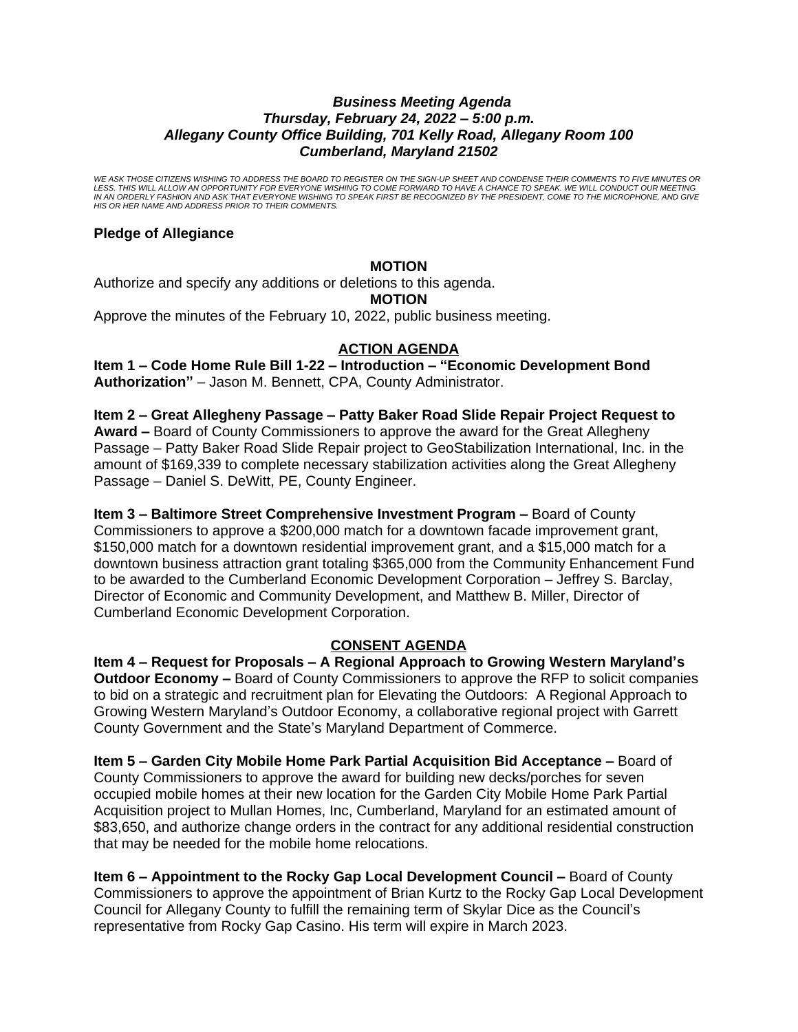***Business Meeting Agenda***
***Thursday, February 24, 2022 – 5:00 p.m.***
***Allegany County Office Building, 701 Kelly Road, Allegany Room 100***
***Cumberland, Maryland 21502***

*WE ASK THOSE CITIZENS WISHING TO ADDRESS THE BOARD TO REGISTER ON THE SIGN-UP SHEET AND CONDENSE THEIR COMMENTS TO FIVE MINUTES OR LESS. THIS WILL ALLOW AN OPPORTUNITY FOR EVERYONE WISHING TO COME FORWARD TO HAVE A CHANCE TO SPEAK. WE WILL CONDUCT OUR MEETING IN AN ORDERLY FASHION AND ASK THAT EVERYONE WISHING TO SPEAK FIRST BE RECOGNIZED BY THE PRESIDENT, COME TO THE MICROPHONE, AND GIVE HIS OR HER NAME AND ADDRESS PRIOR TO THEIR COMMENTS.*

**Pledge of Allegiance**

**MOTION**

Authorize and specify any additions or deletions to this agenda.

**MOTION**

Approve the minutes of the February 10, 2022, public business meeting.

## ACTION AGENDA

**Item 1 – Code Home Rule Bill 1-22 – Introduction – "Economic Development Bond Authorization"** – Jason M. Bennett, CPA, County Administrator.

**Item 2 – Great Allegheny Passage – Patty Baker Road Slide Repair Project Request to Award –** Board of County Commissioners to approve the award for the Great Allegheny Passage – Patty Baker Road Slide Repair project to GeoStabilization International, Inc. in the amount of $169,339 to complete necessary stabilization activities along the Great Allegheny Passage – Daniel S. DeWitt, PE, County Engineer.

**Item 3 – Baltimore Street Comprehensive Investment Program –** Board of County Commissioners to approve a $200,000 match for a downtown facade improvement grant, $150,000 match for a downtown residential improvement grant, and a $15,000 match for a downtown business attraction grant totaling $365,000 from the Community Enhancement Fund to be awarded to the Cumberland Economic Development Corporation – Jeffrey S. Barclay, Director of Economic and Community Development, and Matthew B. Miller, Director of Cumberland Economic Development Corporation.

## CONSENT AGENDA

**Item 4 – Request for Proposals – A Regional Approach to Growing Western Maryland's Outdoor Economy –** Board of County Commissioners to approve the RFP to solicit companies to bid on a strategic and recruitment plan for Elevating the Outdoors: A Regional Approach to Growing Western Maryland's Outdoor Economy, a collaborative regional project with Garrett County Government and the State's Maryland Department of Commerce.

**Item 5 – Garden City Mobile Home Park Partial Acquisition Bid Acceptance –** Board of County Commissioners to approve the award for building new decks/porches for seven occupied mobile homes at their new location for the Garden City Mobile Home Park Partial Acquisition project to Mullan Homes, Inc, Cumberland, Maryland for an estimated amount of $83,650, and authorize change orders in the contract for any additional residential construction that may be needed for the mobile home relocations.

**Item 6 – Appointment to the Rocky Gap Local Development Council –** Board of County Commissioners to approve the appointment of Brian Kurtz to the Rocky Gap Local Development Council for Allegany County to fulfill the remaining term of Skylar Dice as the Council's representative from Rocky Gap Casino. His term will expire in March 2023.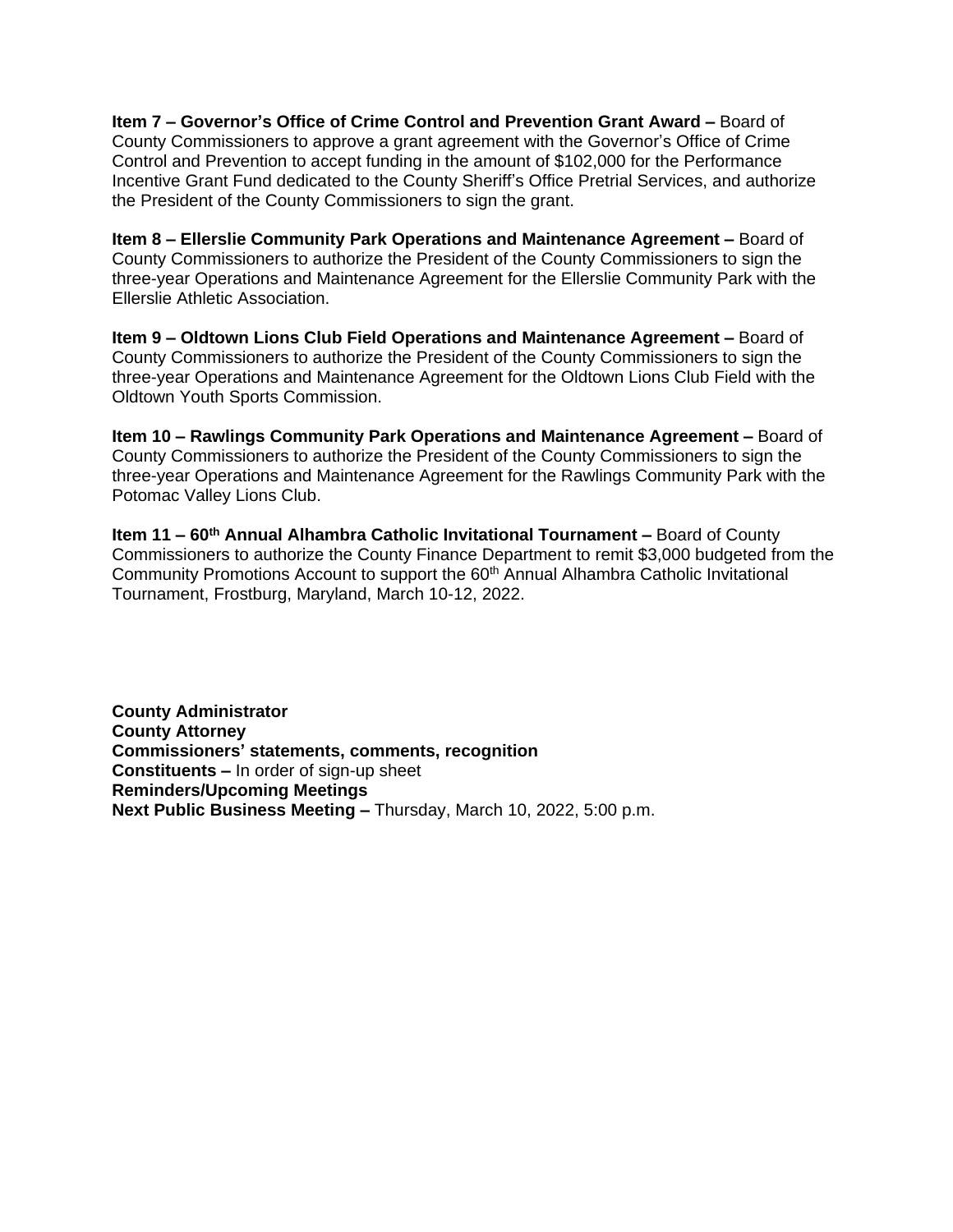**Item 7 – Governor's Office of Crime Control and Prevention Grant Award –** Board of County Commissioners to approve a grant agreement with the Governor's Office of Crime Control and Prevention to accept funding in the amount of $102,000 for the Performance Incentive Grant Fund dedicated to the County Sheriff's Office Pretrial Services, and authorize the President of the County Commissioners to sign the grant.

**Item 8 – Ellerslie Community Park Operations and Maintenance Agreement –** Board of County Commissioners to authorize the President of the County Commissioners to sign the three-year Operations and Maintenance Agreement for the Ellerslie Community Park with the Ellerslie Athletic Association.

**Item 9 – Oldtown Lions Club Field Operations and Maintenance Agreement –** Board of County Commissioners to authorize the President of the County Commissioners to sign the three-year Operations and Maintenance Agreement for the Oldtown Lions Club Field with the Oldtown Youth Sports Commission.

**Item 10 – Rawlings Community Park Operations and Maintenance Agreement –** Board of County Commissioners to authorize the President of the County Commissioners to sign the three-year Operations and Maintenance Agreement for the Rawlings Community Park with the Potomac Valley Lions Club.

**Item 11 – 60th Annual Alhambra Catholic Invitational Tournament –** Board of County Commissioners to authorize the County Finance Department to remit $3,000 budgeted from the Community Promotions Account to support the 60th Annual Alhambra Catholic Invitational Tournament, Frostburg, Maryland, March 10-12, 2022.

**County Administrator**
**County Attorney**
**Commissioners' statements, comments, recognition**
**Constituents –** In order of sign-up sheet
**Reminders/Upcoming Meetings**
**Next Public Business Meeting –** Thursday, March 10, 2022, 5:00 p.m.